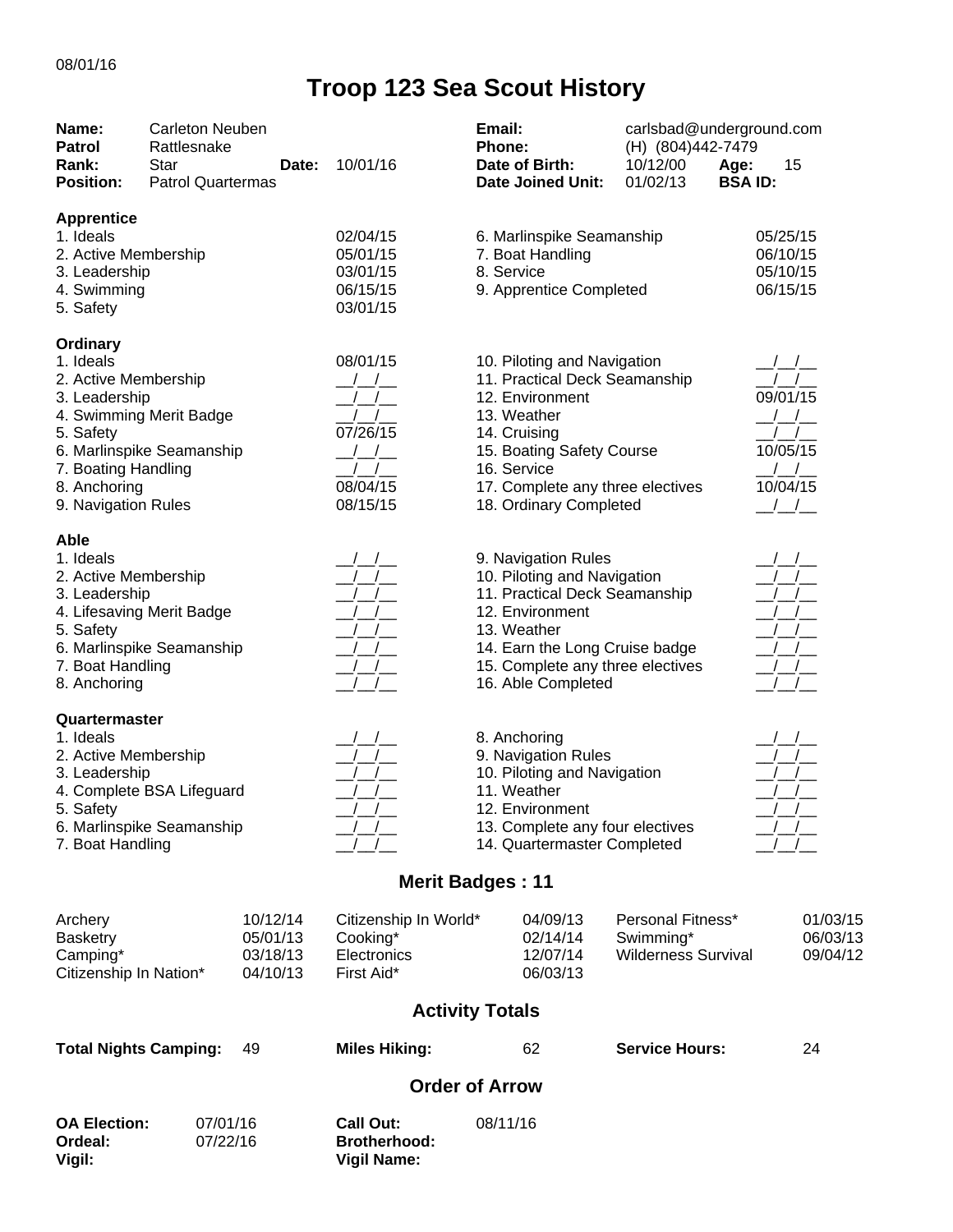08/01/16

# Troop 123 Sea Scout History

| | | | | | |
|---|---|---|---|---|---|
| **Name:** | Carleton Neuben | | **Email:** | carlsbad@underground.com | |
| **Patrol** | Rattlesnake | | **Phone:** | (H) (804)442-7479 | |
| **Rank:** | Star | **Date:** 10/01/16 | **Date of Birth:** | 10/12/00 | **Age:** 15 |
| **Position:** | Patrol Quartermas | | **Date Joined Unit:** | 01/02/13 | **BSA ID:** |

## Apprentice

| | | | |
|---|---|---|---|
| 1. Ideals | 02/04/15 | 6. Marlinspike Seamanship | 05/25/15 |
| 2. Active Membership | 05/01/15 | 7. Boat Handling | 06/10/15 |
| 3. Leadership | 03/01/15 | 8. Service | 05/10/15 |
| 4. Swimming | 06/15/15 | 9. Apprentice Completed | 06/15/15 |
| 5. Safety | 03/01/15 | | |

## Ordinary

| | | | |
|---|---|---|---|
| 1. Ideals | 08/01/15 | 10. Piloting and Navigation | __/__/__ |
| 2. Active Membership | __/__/__ | 11. Practical Deck Seamanship | __/__/__ |
| 3. Leadership | __/__/__ | 12. Environment | 09/01/15 |
| 4. Swimming Merit Badge | __/__/__ | 13. Weather | __/__/__ |
| 5. Safety | 07/26/15 | 14. Cruising | __/__/__ |
| 6. Marlinspike Seamanship | __/__/__ | 15. Boating Safety Course | 10/05/15 |
| 7. Boating Handling | __/__/__ | 16. Service | __/__/__ |
| 8. Anchoring | 08/04/15 | 17. Complete any three electives | 10/04/15 |
| 9. Navigation Rules | 08/15/15 | 18. Ordinary Completed | __/__/__ |

## Able

| | | | |
|---|---|---|---|
| 1. Ideals | __/__/__ | 9. Navigation Rules | __/__/__ |
| 2. Active Membership | __/__/__ | 10. Piloting and Navigation | __/__/__ |
| 3. Leadership | __/__/__ | 11. Practical Deck Seamanship | __/__/__ |
| 4. Lifesaving Merit Badge | __/__/__ | 12. Environment | __/__/__ |
| 5. Safety | __/__/__ | 13. Weather | __/__/__ |
| 6. Marlinspike Seamanship | __/__/__ | 14. Earn the Long Cruise badge | __/__/__ |
| 7. Boat Handling | __/__/__ | 15. Complete any three electives | __/__/__ |
| 8. Anchoring | __/__/__ | 16. Able Completed | __/__/__ |

## Quartermaster

| | | | |
|---|---|---|---|
| 1. Ideals | __/__/__ | 8. Anchoring | __/__/__ |
| 2. Active Membership | __/__/__ | 9. Navigation Rules | __/__/__ |
| 3. Leadership | __/__/__ | 10. Piloting and Navigation | __/__/__ |
| 4. Complete BSA Lifeguard | __/__/__ | 11. Weather | __/__/__ |
| 5. Safety | __/__/__ | 12. Environment | __/__/__ |
| 6. Marlinspike Seamanship | __/__/__ | 13. Complete any four electives | __/__/__ |
| 7. Boat Handling | __/__/__ | 14. Quartermaster Completed | __/__/__ |

## Merit Badges : 11

| | | | | | |
|---|---|---|---|---|---|
| Archery | 10/12/14 | Citizenship In World* | 04/09/13 | Personal Fitness* | 01/03/15 |
| Basketry | 05/01/13 | Cooking* | 02/14/14 | Swimming* | 06/03/13 |
| Camping* | 03/18/13 | Electronics | 12/07/14 | Wilderness Survival | 09/04/12 |
| Citizenship In Nation* | 04/10/13 | First Aid* | 06/03/13 | | |

## Activity Totals

| | | | | | |
|---|---|---|---|---|---|
| **Total Nights Camping:** | 49 | **Miles Hiking:** | 62 | **Service Hours:** | 24 |

## Order of Arrow

| | | | |
|---|---|---|---|
| **OA Election:** | 07/01/16 | **Call Out:** | 08/11/16 |
| **Ordeal:** | 07/22/16 | **Brotherhood:** | |
| **Vigil:** | | **Vigil Name:** | |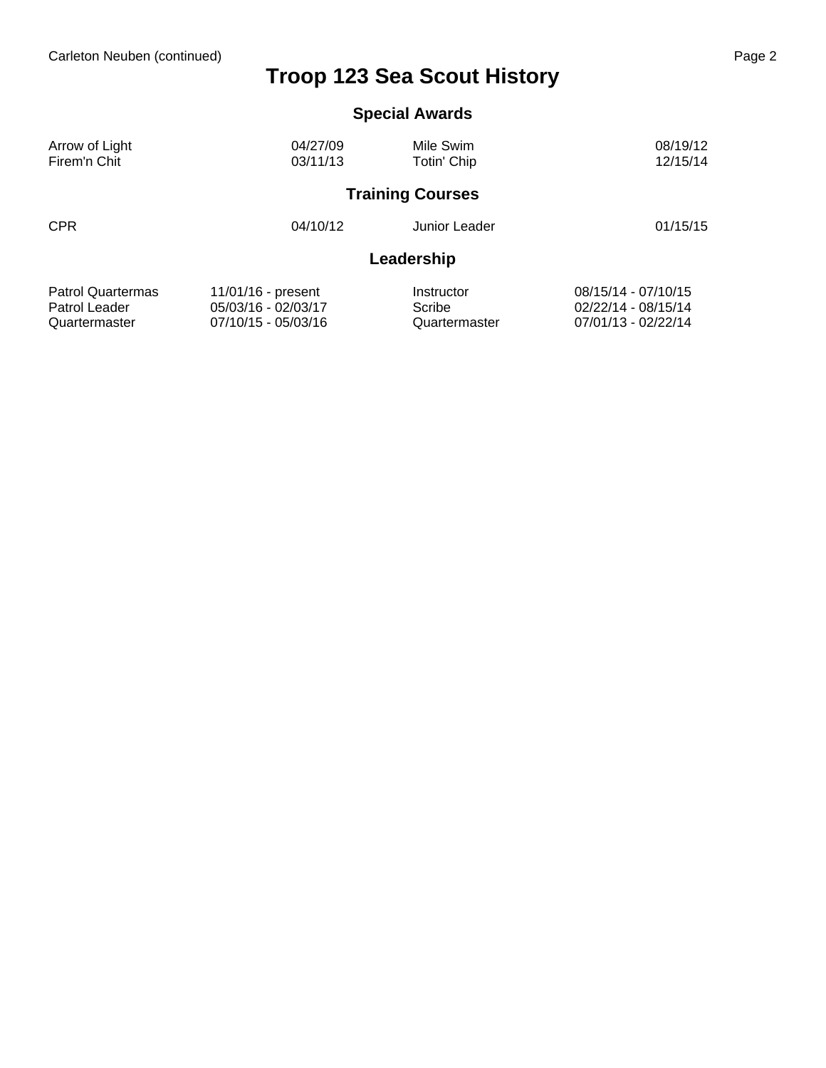# Troop 123 Sea Scout History

## Special Awards

| | | | |
|---|---|---|---|
| Arrow of Light | 04/27/09 | Mile Swim | 08/19/12 |
| Firem'n Chit | 03/11/13 | Totin' Chip | 12/15/14 |

## Training Courses

| | | | |
|---|---|---|---|
| CPR | 04/10/12 | Junior Leader | 01/15/15 |

## Leadership

| | | | |
|---|---|---|---|
| Patrol Quartermas | 11/01/16 - present | Instructor | 08/15/14 - 07/10/15 |
| Patrol Leader | 05/03/16 - 02/03/17 | Scribe | 02/22/14 - 08/15/14 |
| Quartermaster | 07/10/15 - 05/03/16 | Quartermaster | 07/01/13 - 02/22/14 |